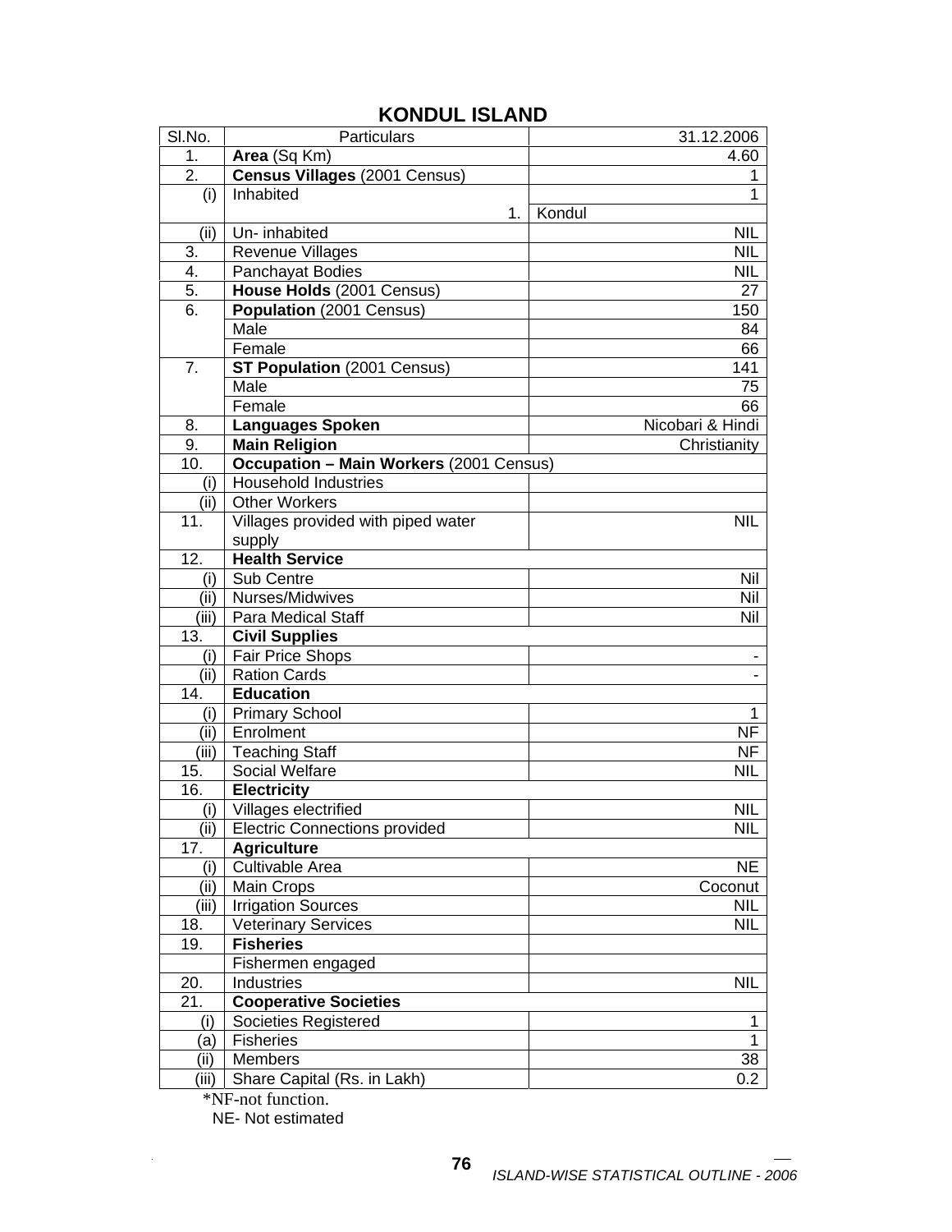## KONDUL ISLAND

| Sl.No. | Particulars | 31.12.2006 |
|---|---|---|
| 1. | **Area** (Sq Km) | 4.60 |
| 2. | **Census Villages** (2001 Census) | 1 |
| (i) | Inhabited | 1 |
| | 1. | Kondul |
| (ii) | Un- inhabited | NIL |
| 3. | Revenue Villages | NIL |
| 4. | Panchayat Bodies | NIL |
| 5. | **House Holds** (2001 Census) | 27 |
| 6. | **Population** (2001 Census) | 150 |
| | Male | 84 |
| | Female | 66 |
| 7. | **ST Population** (2001 Census) | 141 |
| | Male | 75 |
| | Female | 66 |
| 8. | **Languages Spoken** | Nicobari & Hindi |
| 9. | **Main Religion** | Christianity |
| 10. | **Occupation – Main Workers** (2001 Census) | |
| (i) | Household Industries | |
| (ii) | Other Workers | |
| 11. | Villages provided with piped water supply | NIL |
| 12. | **Health Service** | |
| (i) | Sub Centre | Nil |
| (ii) | Nurses/Midwives | Nil |
| (iii) | Para Medical Staff | Nil |
| 13. | **Civil Supplies** | |
| (i) | Fair Price Shops | - |
| (ii) | Ration Cards | - |
| 14. | **Education** | |
| (i) | Primary School | 1 |
| (ii) | Enrolment | NF |
| (iii) | Teaching Staff | NF |
| 15. | Social Welfare | NIL |
| 16. | **Electricity** | |
| (i) | Villages electrified | NIL |
| (ii) | Electric Connections provided | NIL |
| 17. | **Agriculture** | |
| (i) | Cultivable Area | NE |
| (ii) | Main Crops | Coconut |
| (iii) | Irrigation Sources | NIL |
| 18. | Veterinary Services | NIL |
| 19. | **Fisheries** | |
| | Fishermen engaged | |
| 20. | Industries | NIL |
| 21. | **Cooperative Societies** | |
| (i) | Societies Registered | 1 |
| (a) | Fisheries | 1 |
| (ii) | Members | 38 |
| (iii) | Share Capital (Rs. in Lakh) | 0.2 |

*NF-not function.
NE- Not estimated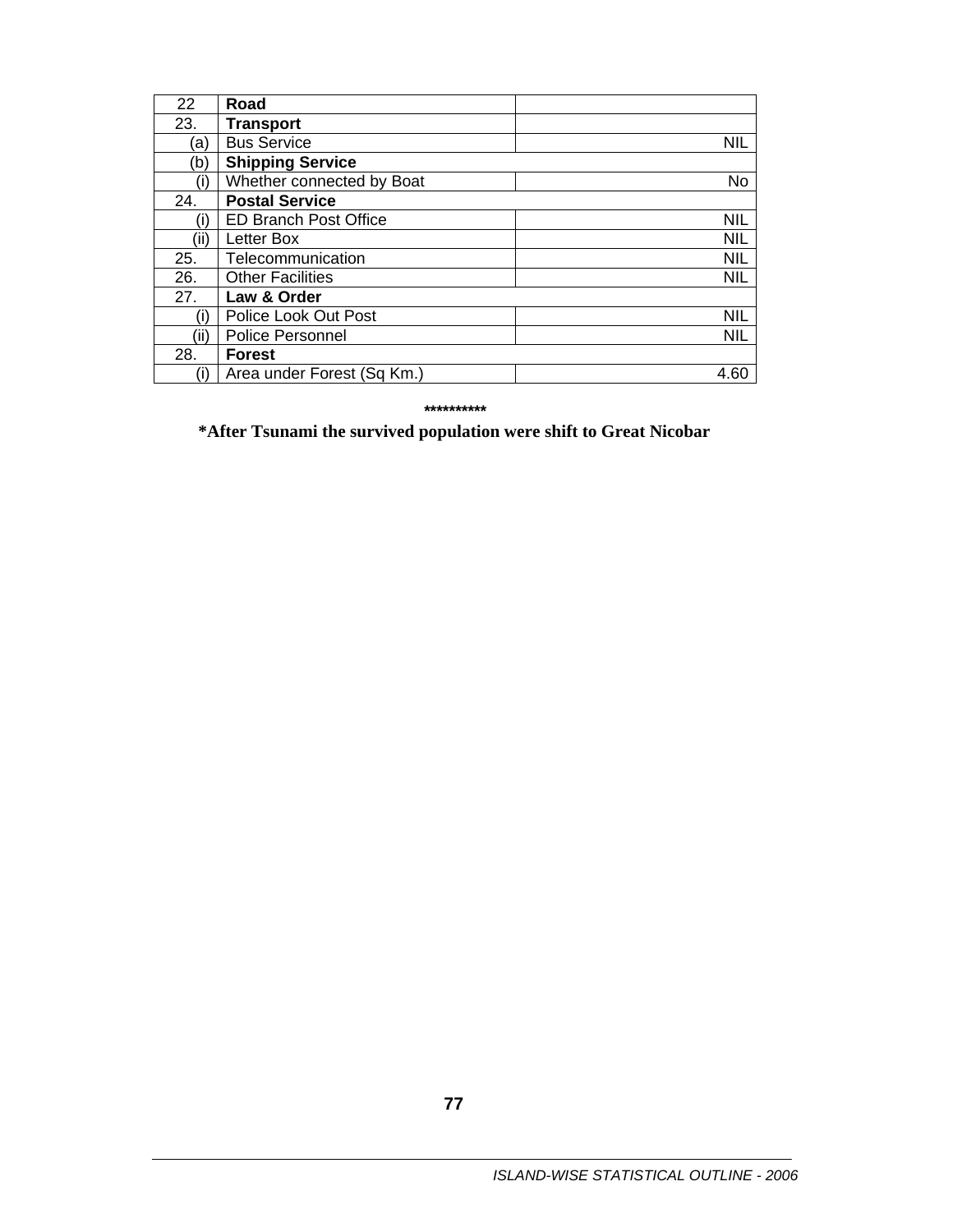| | | |
|---|---|---|
| 22 | **Road** | |
| 23. | **Transport** | |
| (a) | Bus Service | NIL |
| (b) | **Shipping Service** | |
| (i) | Whether connected by Boat | No |
| 24. | **Postal Service** | |
| (i) | ED Branch Post Office | NIL |
| (ii) | Letter Box | NIL |
| 25. | Telecommunication | NIL |
| 26. | Other Facilities | NIL |
| 27. | **Law & Order** | |
| (i) | Police Look Out Post | NIL |
| (ii) | Police Personnel | NIL |
| 28. | **Forest** | |
| (i) | Area under Forest (Sq Km.) | 4.60 |

**********

**\*After Tsunami the survived population were shift to Great Nicobar**